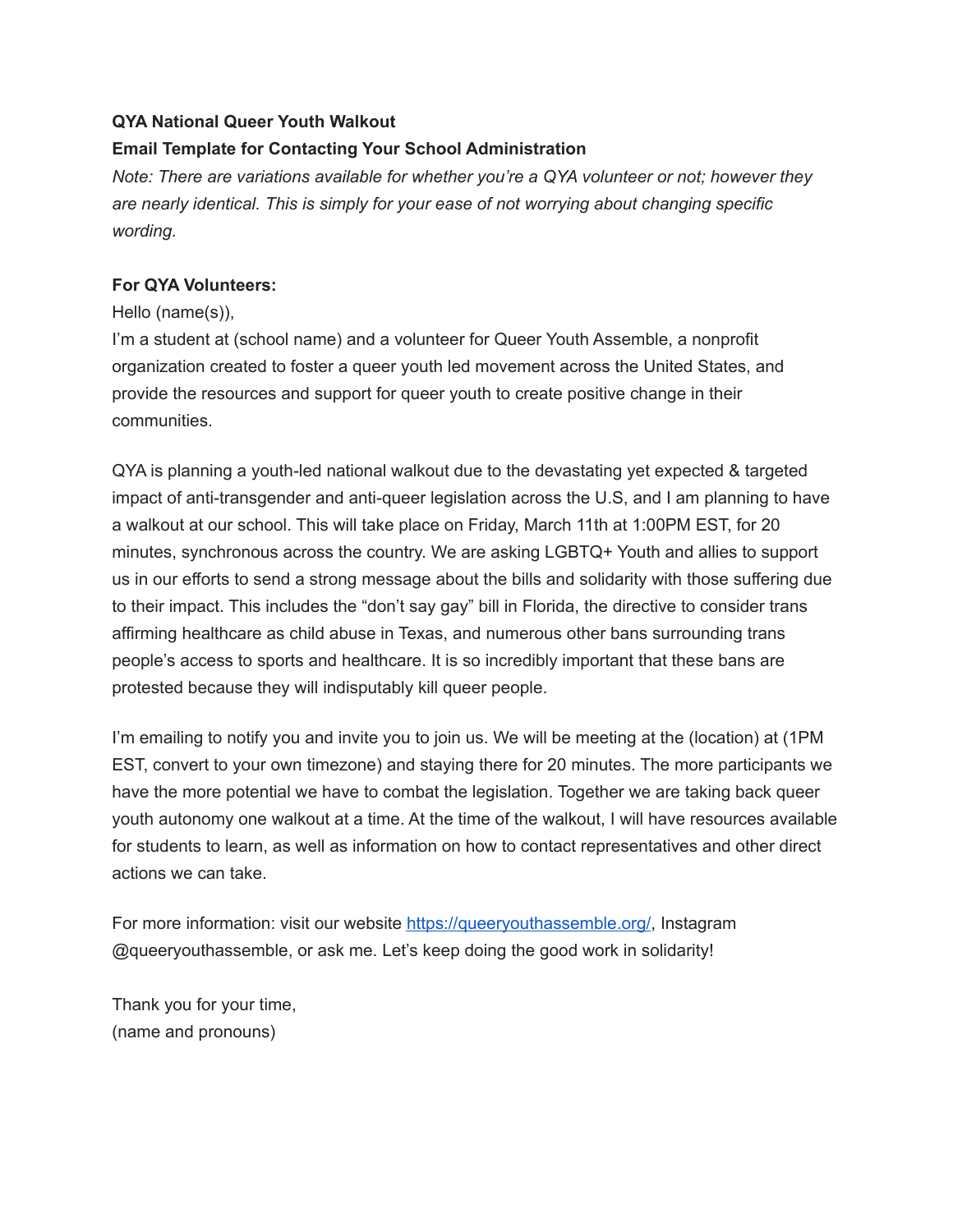**QYA National Queer Youth Walkout**

**Email Template for Contacting Your School Administration**

*Note: There are variations available for whether you're a QYA volunteer or not; however they are nearly identical. This is simply for your ease of not worrying about changing specific wording.*

**For QYA Volunteers:**

Hello (name(s)),

I'm a student at (school name) and a volunteer for Queer Youth Assemble, a nonprofit organization created to foster a queer youth led movement across the United States, and provide the resources and support for queer youth to create positive change in their communities.

QYA is planning a youth-led national walkout due to the devastating yet expected & targeted impact of anti-transgender and anti-queer legislation across the U.S, and I am planning to have a walkout at our school. This will take place on Friday, March 11th at 1:00PM EST, for 20 minutes, synchronous across the country. We are asking LGBTQ+ Youth and allies to support us in our efforts to send a strong message about the bills and solidarity with those suffering due to their impact. This includes the "don't say gay" bill in Florida, the directive to consider trans affirming healthcare as child abuse in Texas, and numerous other bans surrounding trans people's access to sports and healthcare. It is so incredibly important that these bans are protested because they will indisputably kill queer people.

I'm emailing to notify you and invite you to join us. We will be meeting at the (location) at (1PM EST, convert to your own timezone) and staying there for 20 minutes. The more participants we have the more potential we have to combat the legislation. Together we are taking back queer youth autonomy one walkout at a time. At the time of the walkout, I will have resources available for students to learn, as well as information on how to contact representatives and other direct actions we can take.

For more information: visit our website [https://queeryouthassemble.org/](https://queeryouthassemble.org/), Instagram @queeryouthassemble, or ask me. Let's keep doing the good work in solidarity!

Thank you for your time,

(name and pronouns)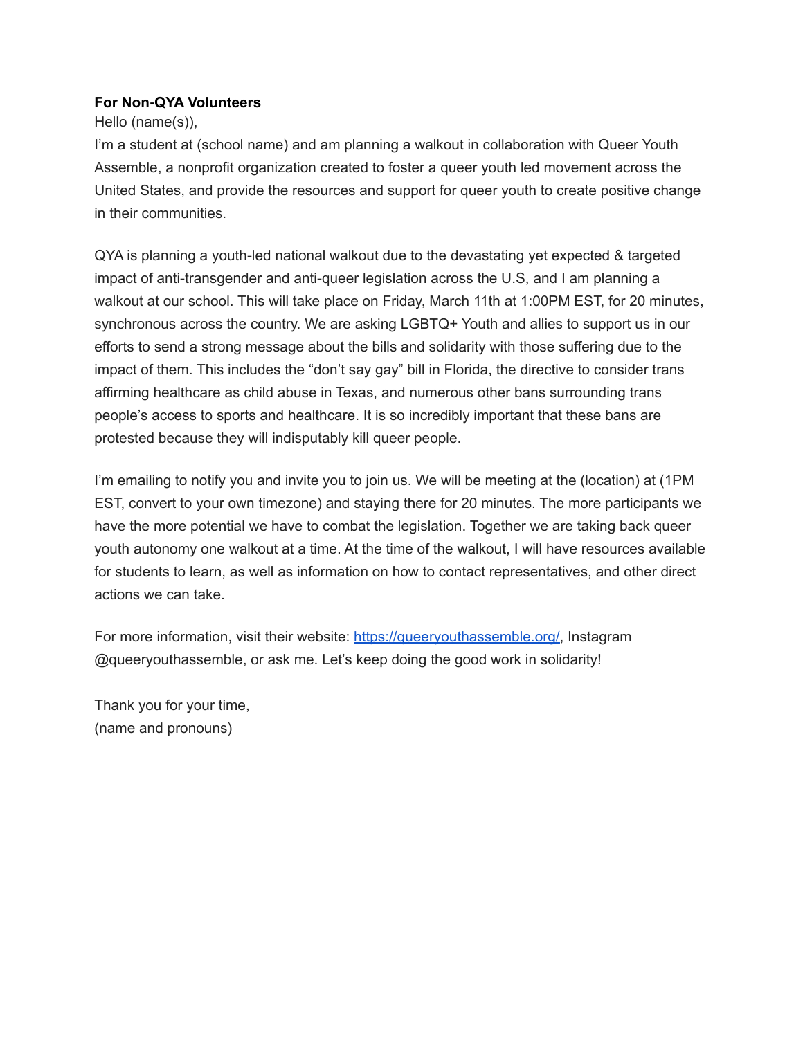**For Non-QYA Volunteers**

Hello (name(s)),

I'm a student at (school name) and am planning a walkout in collaboration with Queer Youth Assemble, a nonprofit organization created to foster a queer youth led movement across the United States, and provide the resources and support for queer youth to create positive change in their communities.

QYA is planning a youth-led national walkout due to the devastating yet expected & targeted impact of anti-transgender and anti-queer legislation across the U.S, and I am planning a walkout at our school. This will take place on Friday, March 11th at 1:00PM EST, for 20 minutes, synchronous across the country. We are asking LGBTQ+ Youth and allies to support us in our efforts to send a strong message about the bills and solidarity with those suffering due to the impact of them. This includes the "don't say gay" bill in Florida, the directive to consider trans affirming healthcare as child abuse in Texas, and numerous other bans surrounding trans people's access to sports and healthcare. It is so incredibly important that these bans are protested because they will indisputably kill queer people.

I'm emailing to notify you and invite you to join us. We will be meeting at the (location) at (1PM EST, convert to your own timezone) and staying there for 20 minutes. The more participants we have the more potential we have to combat the legislation. Together we are taking back queer youth autonomy one walkout at a time. At the time of the walkout, I will have resources available for students to learn, as well as information on how to contact representatives, and other direct actions we can take.

For more information, visit their website: [https://queeryouthassemble.org/](https://queeryouthassemble.org/), Instagram @queeryouthassemble, or ask me. Let's keep doing the good work in solidarity!

Thank you for your time,
(name and pronouns)